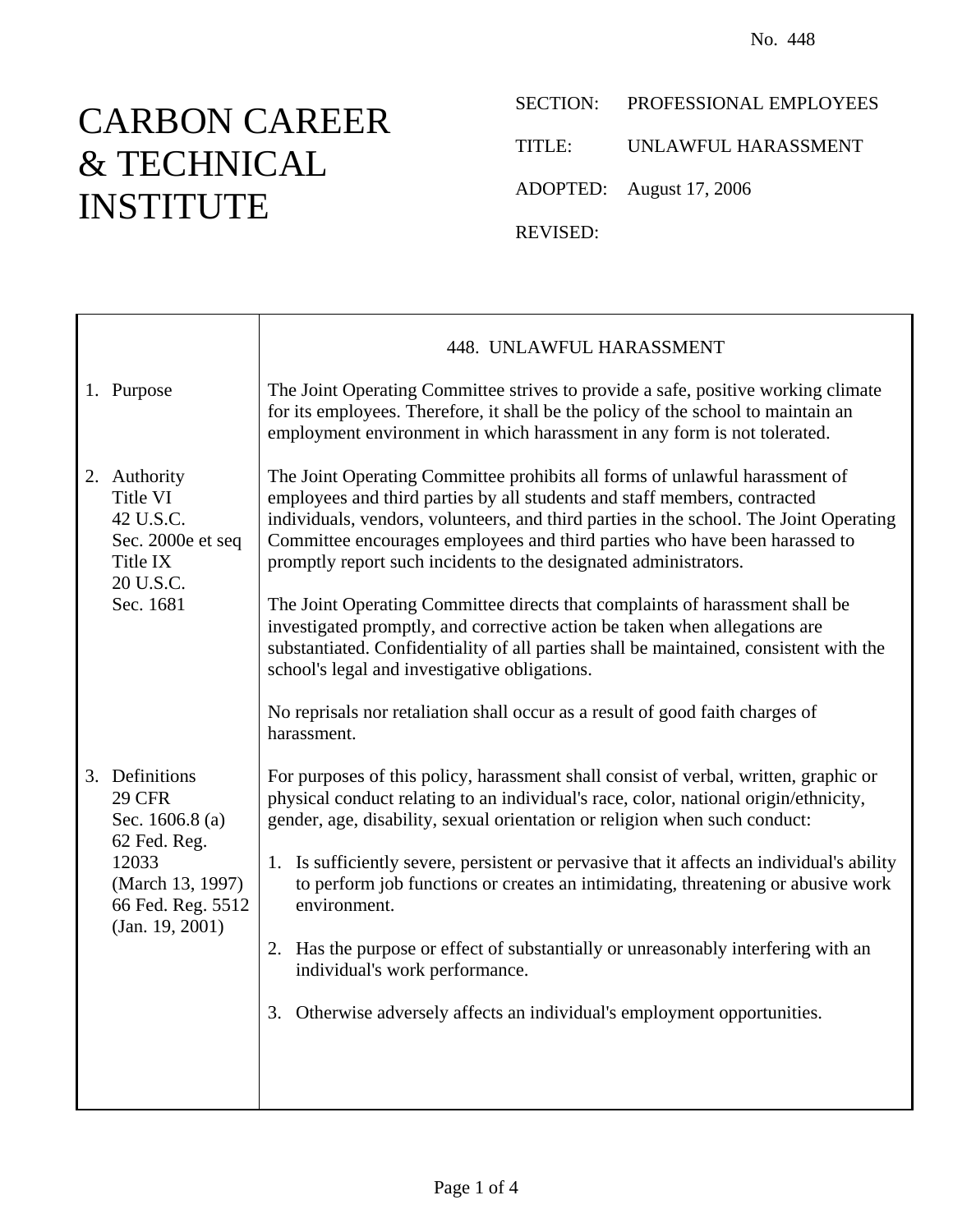No. 448

# CARBON CAREER & TECHNICAL INSTITUTE

SECTION: PROFESSIONAL EMPLOYEES

TITLE: UNLAWFUL HARASSMENT

ADOPTED: August 17, 2006

REVISED:

## 448. UNLAWFUL HARASSMENT

**1. Purpose**

The Joint Operating Committee strives to provide a safe, positive working climate for its employees. Therefore, it shall be the policy of the school to maintain an employment environment in which harassment in any form is not tolerated.

**2. Authority**
Title VI
42 U.S.C.
Sec. 2000e et seq
Title IX
20 U.S.C.
Sec. 1681

The Joint Operating Committee prohibits all forms of unlawful harassment of employees and third parties by all students and staff members, contracted individuals, vendors, volunteers, and third parties in the school. The Joint Operating Committee encourages employees and third parties who have been harassed to promptly report such incidents to the designated administrators.

The Joint Operating Committee directs that complaints of harassment shall be investigated promptly, and corrective action be taken when allegations are substantiated. Confidentiality of all parties shall be maintained, consistent with the school's legal and investigative obligations.

No reprisals nor retaliation shall occur as a result of good faith charges of harassment.

**3. Definitions**
29 CFR
Sec. 1606.8 (a)
62 Fed. Reg.
12033
(March 13, 1997)
66 Fed. Reg. 5512
(Jan. 19, 2001)

For purposes of this policy, harassment shall consist of verbal, written, graphic or physical conduct relating to an individual's race, color, national origin/ethnicity, gender, age, disability, sexual orientation or religion when such conduct:

1. Is sufficiently severe, persistent or pervasive that it affects an individual's ability to perform job functions or creates an intimidating, threatening or abusive work environment.

2. Has the purpose or effect of substantially or unreasonably interfering with an individual's work performance.

3. Otherwise adversely affects an individual's employment opportunities.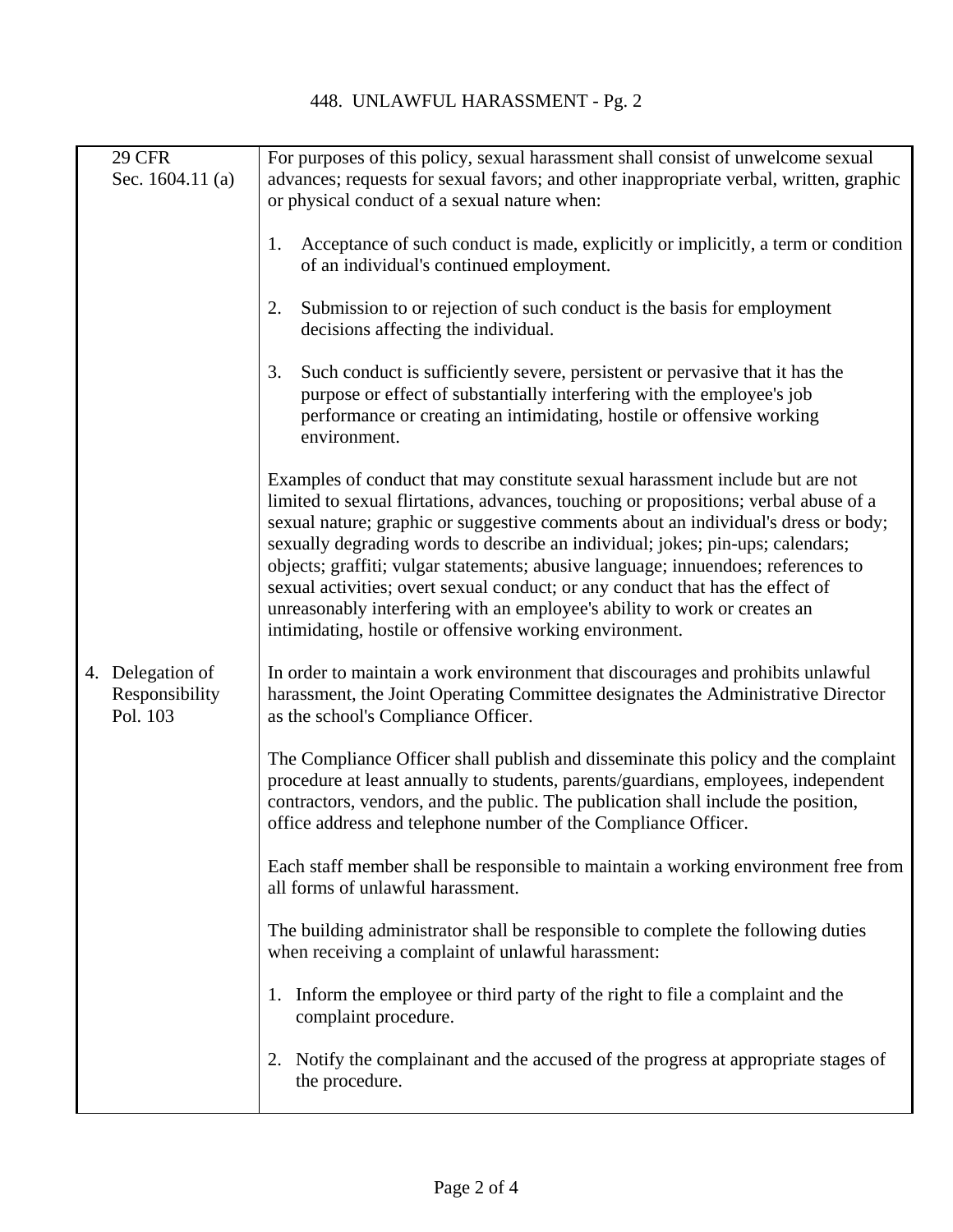| | |
|---|---|
| 29 CFR<br>Sec. 1604.11 (a) | For purposes of this policy, sexual harassment shall consist of unwelcome sexual advances; requests for sexual favors; and other inappropriate verbal, written, graphic or physical conduct of a sexual nature when:<br><br>1. Acceptance of such conduct is made, explicitly or implicitly, a term or condition of an individual's continued employment.<br><br>2. Submission to or rejection of such conduct is the basis for employment decisions affecting the individual.<br><br>3. Such conduct is sufficiently severe, persistent or pervasive that it has the purpose or effect of substantially interfering with the employee's job performance or creating an intimidating, hostile or offensive working environment.<br><br>Examples of conduct that may constitute sexual harassment include but are not limited to sexual flirtations, advances, touching or propositions; verbal abuse of a sexual nature; graphic or suggestive comments about an individual's dress or body; sexually degrading words to describe an individual; jokes; pin-ups; calendars; objects; graffiti; vulgar statements; abusive language; innuendoes; references to sexual activities; overt sexual conduct; or any conduct that has the effect of unreasonably interfering with an employee's ability to work or creates an intimidating, hostile or offensive working environment. |
| 4. Delegation of Responsibility<br>Pol. 103 | In order to maintain a work environment that discourages and prohibits unlawful harassment, the Joint Operating Committee designates the Administrative Director as the school's Compliance Officer.<br><br>The Compliance Officer shall publish and disseminate this policy and the complaint procedure at least annually to students, parents/guardians, employees, independent contractors, vendors, and the public. The publication shall include the position, office address and telephone number of the Compliance Officer.<br><br>Each staff member shall be responsible to maintain a working environment free from all forms of unlawful harassment.<br><br>The building administrator shall be responsible to complete the following duties when receiving a complaint of unlawful harassment:<br><br>1. Inform the employee or third party of the right to file a complaint and the complaint procedure.<br><br>2. Notify the complainant and the accused of the progress at appropriate stages of the procedure. |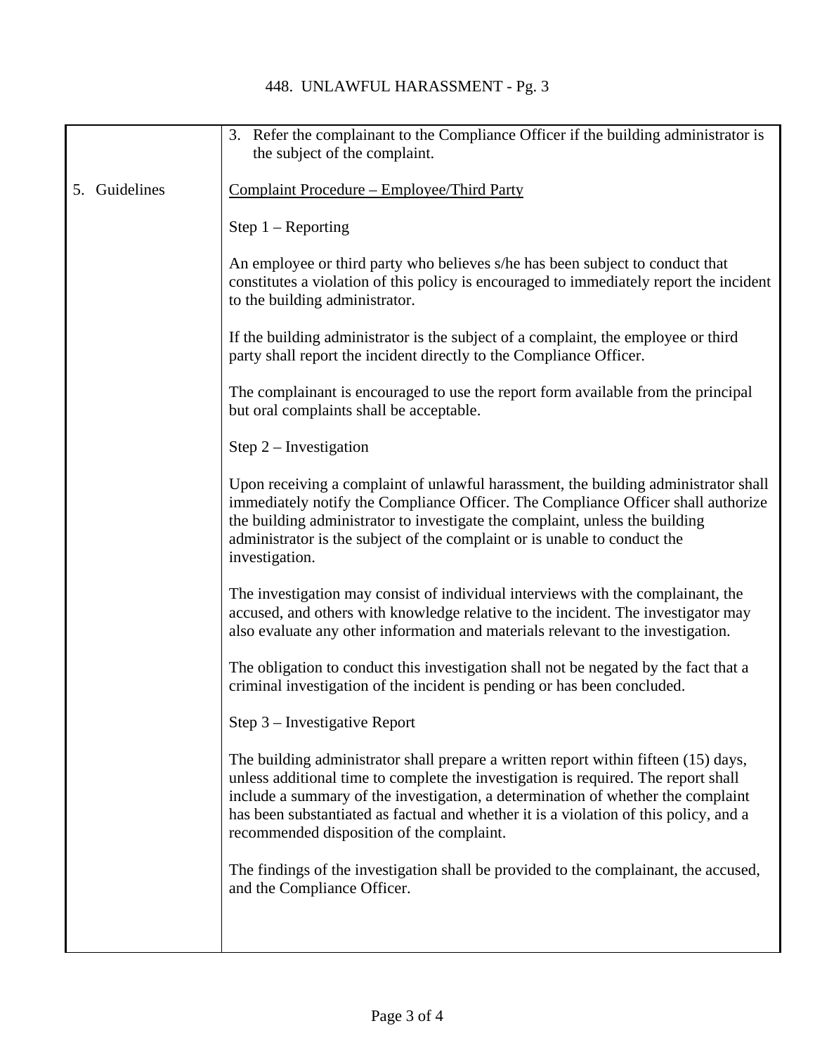# 448. UNLAWFUL HARASSMENT - Pg. 3

3. Refer the complainant to the Compliance Officer if the building administrator is the subject of the complaint.

**5. Guidelines**

<u>Complaint Procedure – Employee/Third Party</u>

Step 1 – Reporting

An employee or third party who believes s/he has been subject to conduct that constitutes a violation of this policy is encouraged to immediately report the incident to the building administrator.

If the building administrator is the subject of a complaint, the employee or third party shall report the incident directly to the Compliance Officer.

The complainant is encouraged to use the report form available from the principal but oral complaints shall be acceptable.

Step 2 – Investigation

Upon receiving a complaint of unlawful harassment, the building administrator shall immediately notify the Compliance Officer. The Compliance Officer shall authorize the building administrator to investigate the complaint, unless the building administrator is the subject of the complaint or is unable to conduct the investigation.

The investigation may consist of individual interviews with the complainant, the accused, and others with knowledge relative to the incident. The investigator may also evaluate any other information and materials relevant to the investigation.

The obligation to conduct this investigation shall not be negated by the fact that a criminal investigation of the incident is pending or has been concluded.

Step 3 – Investigative Report

The building administrator shall prepare a written report within fifteen (15) days, unless additional time to complete the investigation is required. The report shall include a summary of the investigation, a determination of whether the complaint has been substantiated as factual and whether it is a violation of this policy, and a recommended disposition of the complaint.

The findings of the investigation shall be provided to the complainant, the accused, and the Compliance Officer.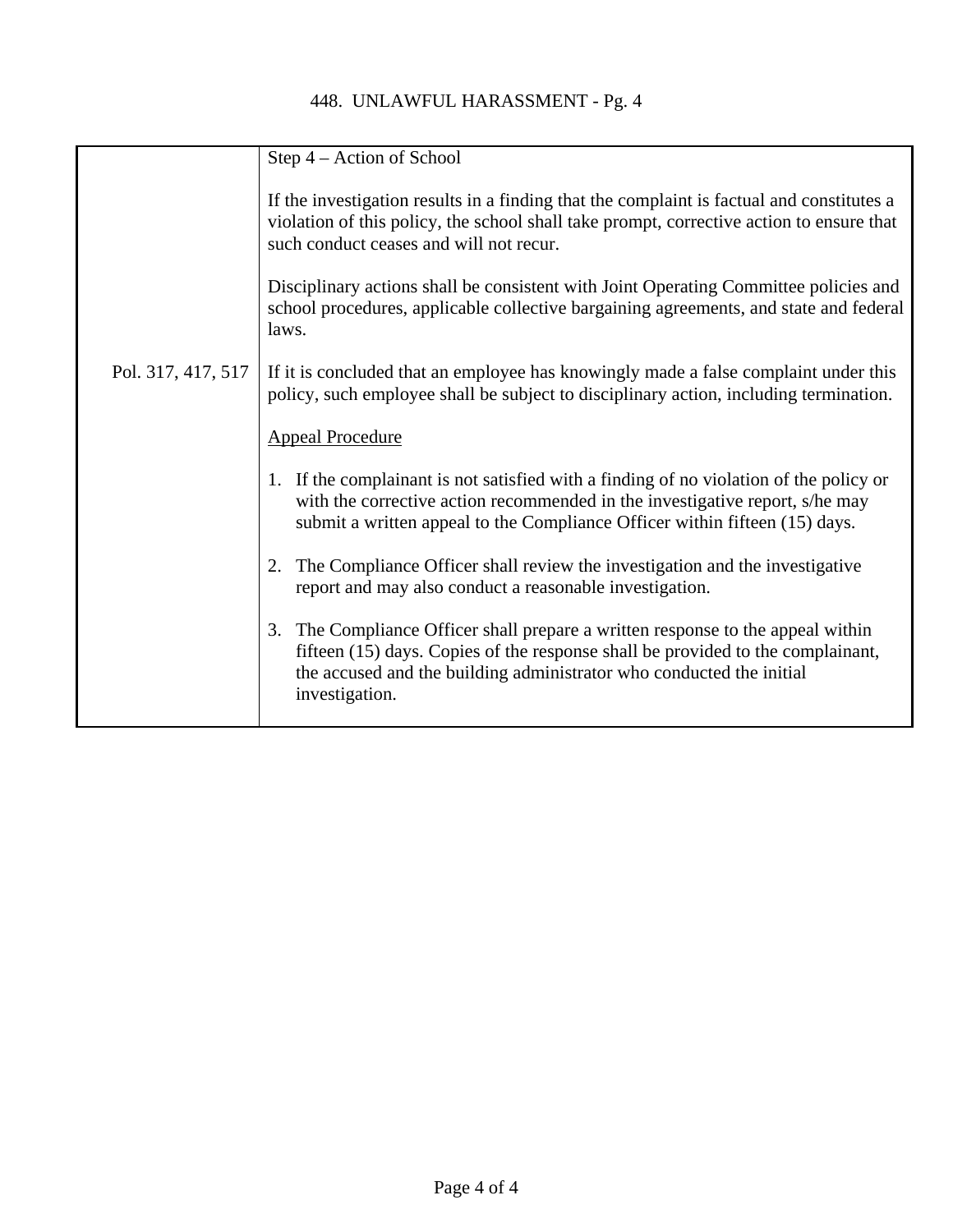Step 4 – Action of School

If the investigation results in a finding that the complaint is factual and constitutes a violation of this policy, the school shall take prompt, corrective action to ensure that such conduct ceases and will not recur.

Disciplinary actions shall be consistent with Joint Operating Committee policies and school procedures, applicable collective bargaining agreements, and state and federal laws.

Pol. 317, 417, 517

If it is concluded that an employee has knowingly made a false complaint under this policy, such employee shall be subject to disciplinary action, including termination.

<u>Appeal Procedure</u>

1. If the complainant is not satisfied with a finding of no violation of the policy or with the corrective action recommended in the investigative report, s/he may submit a written appeal to the Compliance Officer within fifteen (15) days.

2. The Compliance Officer shall review the investigation and the investigative report and may also conduct a reasonable investigation.

3. The Compliance Officer shall prepare a written response to the appeal within fifteen (15) days. Copies of the response shall be provided to the complainant, the accused and the building administrator who conducted the initial investigation.